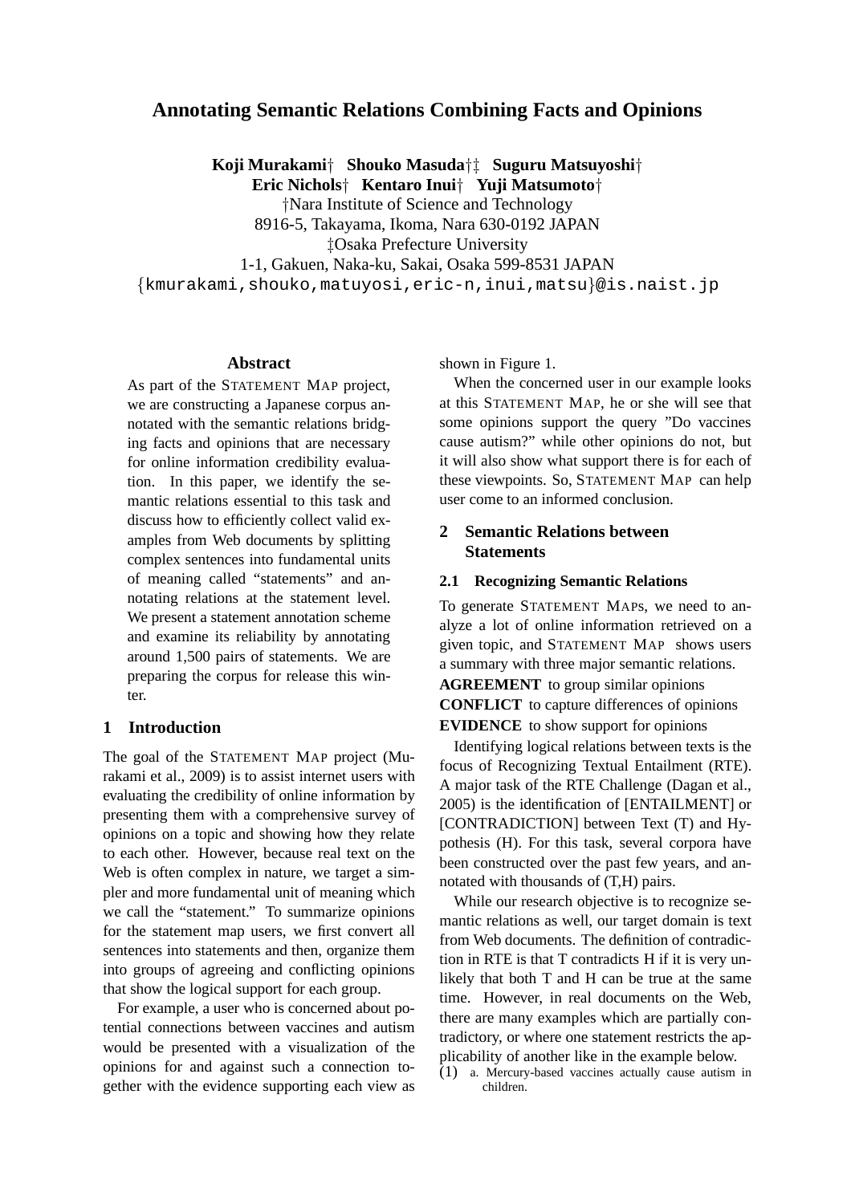# Annotating Semantic Relations Combining Facts and Opinions

**Koji Murakami**† **Shouko Masuda**†‡ **Suguru Matsuyoshi**†
**Eric Nichols**† **Kentaro Inui**† **Yuji Matsumoto**†

†Nara Institute of Science and Technology
8916-5, Takayama, Ikoma, Nara 630-0192 JAPAN
‡Osaka Prefecture University
1-1, Gakuen, Naka-ku, Sakai, Osaka 599-8531 JAPAN
{kmurakami,shouko,matuyosi,eric-n,inui,matsu}@is.naist.jp

## Abstract

As part of the STATEMENT MAP project, we are constructing a Japanese corpus annotated with the semantic relations bridging facts and opinions that are necessary for online information credibility evaluation. In this paper, we identify the semantic relations essential to this task and discuss how to efficiently collect valid examples from Web documents by splitting complex sentences into fundamental units of meaning called "statements" and annotating relations at the statement level. We present a statement annotation scheme and examine its reliability by annotating around 1,500 pairs of statements. We are preparing the corpus for release this winter.

## 1 Introduction

The goal of the STATEMENT MAP project (Murakami et al., 2009) is to assist internet users with evaluating the credibility of online information by presenting them with a comprehensive survey of opinions on a topic and showing how they relate to each other. However, because real text on the Web is often complex in nature, we target a simpler and more fundamental unit of meaning which we call the "statement." To summarize opinions for the statement map users, we first convert all sentences into statements and then, organize them into groups of agreeing and conflicting opinions that show the logical support for each group.

For example, a user who is concerned about potential connections between vaccines and autism would be presented with a visualization of the opinions for and against such a connection together with the evidence supporting each view as shown in Figure 1.

When the concerned user in our example looks at this STATEMENT MAP, he or she will see that some opinions support the query "Do vaccines cause autism?" while other opinions do not, but it will also show what support there is for each of these viewpoints. So, STATEMENT MAP can help user come to an informed conclusion.

## 2 Semantic Relations between Statements

### 2.1 Recognizing Semantic Relations

To generate STATEMENT MAPs, we need to analyze a lot of online information retrieved on a given topic, and STATEMENT MAP shows users a summary with three major semantic relations.

**AGREEMENT** to group similar opinions
**CONFLICT** to capture differences of opinions
**EVIDENCE** to show support for opinions

Identifying logical relations between texts is the focus of Recognizing Textual Entailment (RTE). A major task of the RTE Challenge (Dagan et al., 2005) is the identification of [ENTAILMENT] or [CONTRADICTION] between Text (T) and Hypothesis (H). For this task, several corpora have been constructed over the past few years, and annotated with thousands of (T,H) pairs.

While our research objective is to recognize semantic relations as well, our target domain is text from Web documents. The definition of contradiction in RTE is that T contradicts H if it is very unlikely that both T and H can be true at the same time. However, in real documents on the Web, there are many examples which are partially contradictory, or where one statement restricts the applicability of another like in the example below.

(1) a. Mercury-based vaccines actually cause autism in children.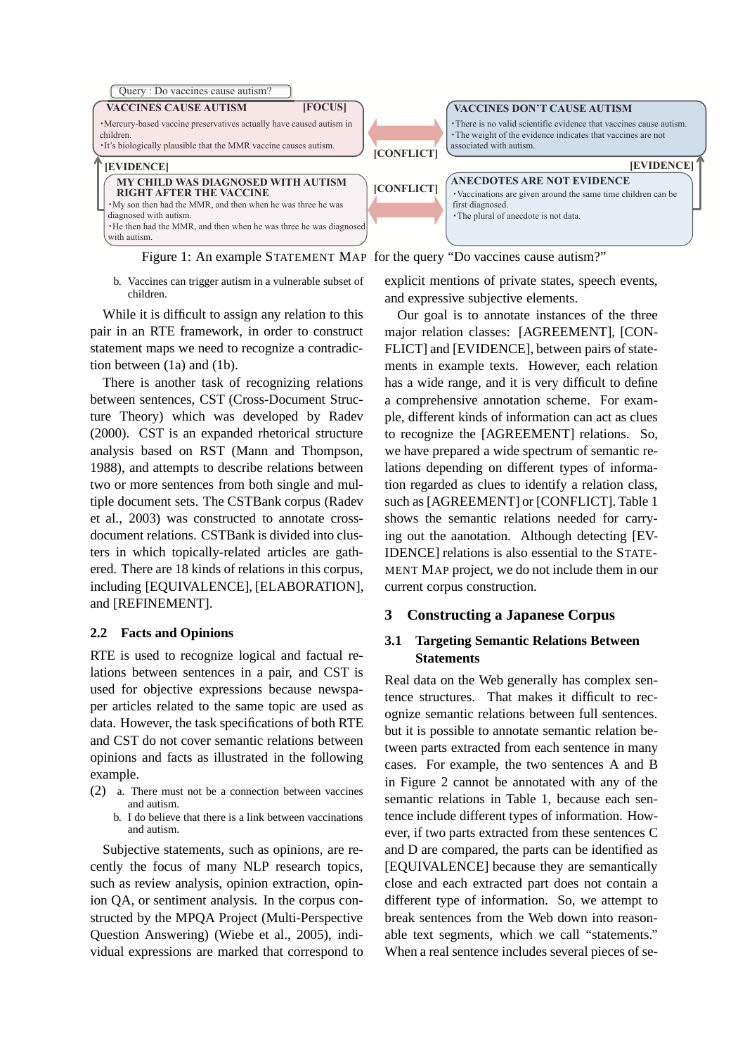Query : Do vaccines cause autism?

**VACCINES CAUSE AUTISM** [FOCUS]
- Mercury-based vaccine preservatives actually have caused autism in children.
- It's biologically plausible that the MMR vaccine causes autism.

[CONFLICT]

**VACCINES DON'T CAUSE AUTISM**
- There is no valid scientific evidence that vaccines cause autism.
- The weight of the evidence indicates that vaccines are not associated with autism.

[EVIDENCE]

**MY CHILD WAS DIAGNOSED WITH AUTISM RIGHT AFTER THE VACCINE**
- My son then had the MMR, and then when he was three he was diagnosed with autism.
- He then had the MMR, and then when he was three he was diagnosed with autism.

[CONFLICT]

[EVIDENCE]

**ANECDOTES ARE NOT EVIDENCE**
- Vaccinations are given around the same time children can be first diagnosed.
- The plural of anecdote is not data.

Figure 1: An example STATEMENT MAP for the query "Do vaccines cause autism?"

b. Vaccines can trigger autism in a vulnerable subset of children.

While it is difficult to assign any relation to this pair in an RTE framework, in order to construct statement maps we need to recognize a contradiction between (1a) and (1b).

There is another task of recognizing relations between sentences, CST (Cross-Document Structure Theory) which was developed by Radev (2000). CST is an expanded rhetorical structure analysis based on RST (Mann and Thompson, 1988), and attempts to describe relations between two or more sentences from both single and multiple document sets. The CSTBank corpus (Radev et al., 2003) was constructed to annotate cross-document relations. CSTBank is divided into clusters in which topically-related articles are gathered. There are 18 kinds of relations in this corpus, including [EQUIVALENCE], [ELABORATION], and [REFINEMENT].

### 2.2 Facts and Opinions

RTE is used to recognize logical and factual relations between sentences in a pair, and CST is used for objective expressions because newspaper articles related to the same topic are used as data. However, the task specifications of both RTE and CST do not cover semantic relations between opinions and facts as illustrated in the following example.

(2) a. There must not be a connection between vaccines and autism.

b. I do believe that there is a link between vaccinations and autism.

Subjective statements, such as opinions, are recently the focus of many NLP research topics, such as review analysis, opinion extraction, opinion QA, or sentiment analysis. In the corpus constructed by the MPQA Project (Multi-Perspective Question Answering) (Wiebe et al., 2005), individual expressions are marked that correspond to explicit mentions of private states, speech events, and expressive subjective elements.

Our goal is to annotate instances of the three major relation classes: [AGREEMENT], [CONFLICT] and [EVIDENCE], between pairs of statements in example texts. However, each relation has a wide range, and it is very difficult to define a comprehensive annotation scheme. For example, different kinds of information can act as clues to recognize the [AGREEMENT] relations. So, we have prepared a wide spectrum of semantic relations depending on different types of information regarded as clues to identify a relation class, such as [AGREEMENT] or [CONFLICT]. Table 1 shows the semantic relations needed for carrying out the aanotation. Although detecting [EVIDENCE] relations is also essential to the STATEMENT MAP project, we do not include them in our current corpus construction.

## 3 Constructing a Japanese Corpus

### 3.1 Targeting Semantic Relations Between Statements

Real data on the Web generally has complex sentence structures. That makes it difficult to recognize semantic relations between full sentences. but it is possible to annotate semantic relation between parts extracted from each sentence in many cases. For example, the two sentences A and B in Figure 2 cannot be annotated with any of the semantic relations in Table 1, because each sentence include different types of information. However, if two parts extracted from these sentences C and D are compared, the parts can be identified as [EQUIVALENCE] because they are semantically close and each extracted part does not contain a different type of information. So, we attempt to break sentences from the Web down into reasonable text segments, which we call "statements." When a real sentence includes several pieces of se-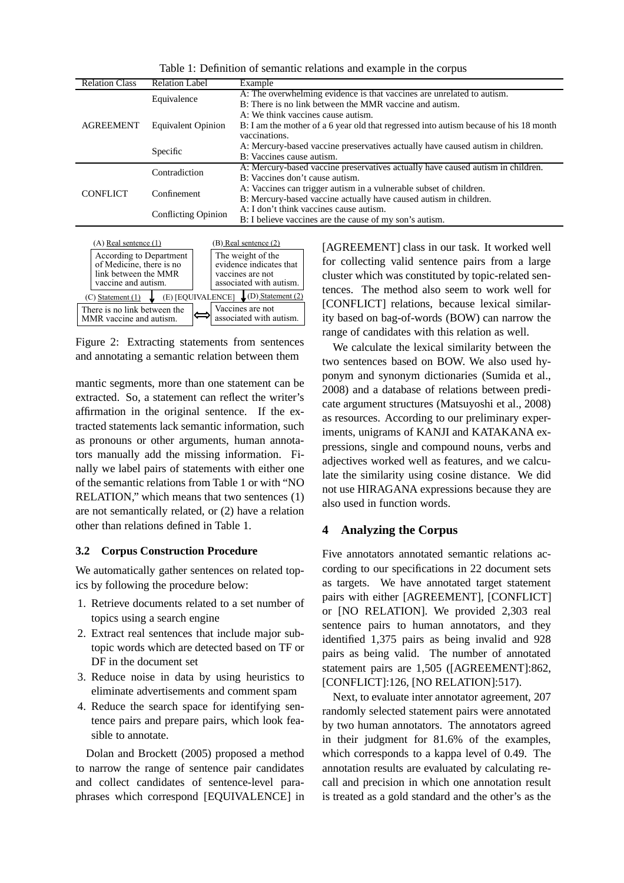Table 1: Definition of semantic relations and example in the corpus

| Relation Class | Relation Label | Example |
|---|---|---|
| AGREEMENT | Equivalence | A: The overwhelming evidence is that vaccines are unrelated to autism.<br>B: There is no link between the MMR vaccine and autism. |
| | Equivalent Opinion | A: We think vaccines cause autism.<br>B: I am the mother of a 6 year old that regressed into autism because of his 18 month vaccinations. |
| | Specific | A: Mercury-based vaccine preservatives actually have caused autism in children.<br>B: Vaccines cause autism. |
| CONFLICT | Contradiction | A: Mercury-based vaccine preservatives actually have caused autism in children.<br>B: Vaccines don't cause autism. |
| | Confinement | A: Vaccines can trigger autism in a vulnerable subset of children.<br>B: Mercury-based vaccine actually have caused autism in children. |
| | Conflicting Opinion | A: I don't think vaccines cause autism.<br>B: I believe vaccines are the cause of my son's autism. |

(A) Real sentence (1): According to Department of Medicine, there is no link between the MMR vaccine and autism.

(B) Real sentence (2): The weight of the evidence indicates that vaccines are not associated with autism.

(C) Statement (1): There is no link between the MMR vaccine and autism.

(E) [EQUIVALENCE]

(D) Statement (2): Vaccines are not associated with autism.

Figure 2: Extracting statements from sentences and annotating a semantic relation between them

mantic segments, more than one statement can be extracted. So, a statement can reflect the writer's affirmation in the original sentence. If the extracted statements lack semantic information, such as pronouns or other arguments, human annotators manually add the missing information. Finally we label pairs of statements with either one of the semantic relations from Table 1 or with "NO RELATION," which means that two sentences (1) are not semantically related, or (2) have a relation other than relations defined in Table 1.

### 3.2 Corpus Construction Procedure

We automatically gather sentences on related topics by following the procedure below:

1. Retrieve documents related to a set number of topics using a search engine
2. Extract real sentences that include major subtopic words which are detected based on TF or DF in the document set
3. Reduce noise in data by using heuristics to eliminate advertisements and comment spam
4. Reduce the search space for identifying sentence pairs and prepare pairs, which look feasible to annotate.

Dolan and Brockett (2005) proposed a method to narrow the range of sentence pair candidates and collect candidates of sentence-level paraphrases which correspond [EQUIVALENCE] in [AGREEMENT] class in our task. It worked well for collecting valid sentence pairs from a large cluster which was constituted by topic-related sentences. The method also seem to work well for [CONFLICT] relations, because lexical similarity based on bag-of-words (BOW) can narrow the range of candidates with this relation as well.

We calculate the lexical similarity between the two sentences based on BOW. We also used hyponym and synonym dictionaries (Sumida et al., 2008) and a database of relations between predicate argument structures (Matsuyoshi et al., 2008) as resources. According to our preliminary experiments, unigrams of KANJI and KATAKANA expressions, single and compound nouns, verbs and adjectives worked well as features, and we calculate the similarity using cosine distance. We did not use HIRAGANA expressions because they are also used in function words.

## 4 Analyzing the Corpus

Five annotators annotated semantic relations according to our specifications in 22 document sets as targets. We have annotated target statement pairs with either [AGREEMENT], [CONFLICT] or [NO RELATION]. We provided 2,303 real sentence pairs to human annotators, and they identified 1,375 pairs as being invalid and 928 pairs as being valid. The number of annotated statement pairs are 1,505 ([AGREEMENT]:862, [CONFLICT]:126, [NO RELATION]:517).

Next, to evaluate inter annotator agreement, 207 randomly selected statement pairs were annotated by two human annotators. The annotators agreed in their judgment for 81.6% of the examples, which corresponds to a kappa level of 0.49. The annotation results are evaluated by calculating recall and precision in which one annotation result is treated as a gold standard and the other's as the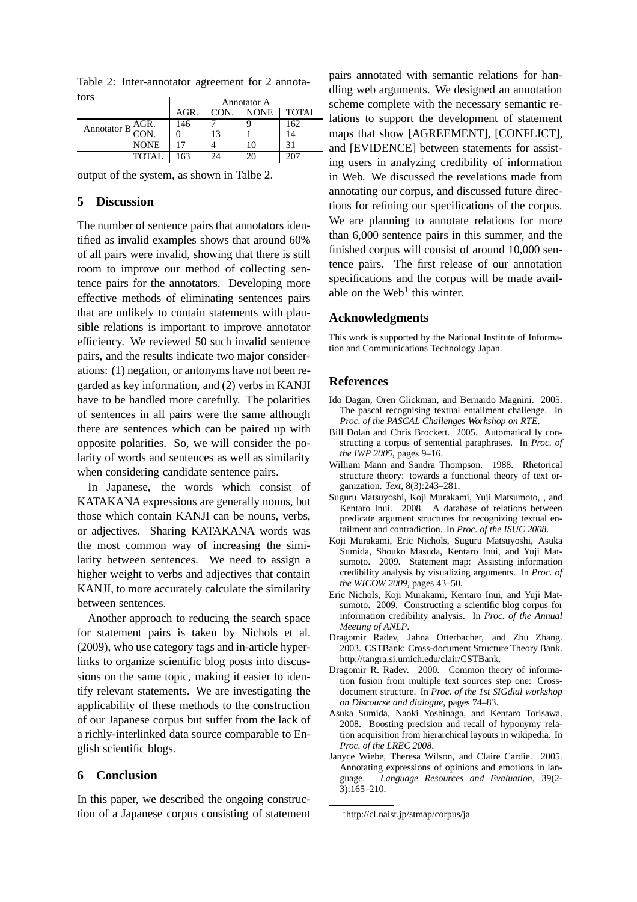Table 2: Inter-annotator agreement for 2 annotators

| | | Annotator A | | | |
|---|---|---|---|---|---|
| | | AGR. | CON. | NONE | TOTAL |
| Annotator B | AGR. | 146 | 7 | 9 | 162 |
| | CON. | 0 | 13 | 1 | 14 |
| | NONE | 17 | 4 | 10 | 31 |
| | TOTAL | 163 | 24 | 20 | 207 |

output of the system, as shown in Talbe 2.

## 5 Discussion

The number of sentence pairs that annotators identified as invalid examples shows that around 60% of all pairs were invalid, showing that there is still room to improve our method of collecting sentence pairs for the annotators. Developing more effective methods of eliminating sentences pairs that are unlikely to contain statements with plausible relations is important to improve annotator efficiency. We reviewed 50 such invalid sentence pairs, and the results indicate two major considerations: (1) negation, or antonyms have not been regarded as key information, and (2) verbs in KANJI have to be handled more carefully. The polarities of sentences in all pairs were the same although there are sentences which can be paired up with opposite polarities. So, we will consider the polarity of words and sentences as well as similarity when considering candidate sentence pairs.

In Japanese, the words which consist of KATAKANA expressions are generally nouns, but those which contain KANJI can be nouns, verbs, or adjectives. Sharing KATAKANA words was the most common way of increasing the similarity between sentences. We need to assign a higher weight to verbs and adjectives that contain KANJI, to more accurately calculate the similarity between sentences.

Another approach to reducing the search space for statement pairs is taken by Nichols et al. (2009), who use category tags and in-article hyperlinks to organize scientific blog posts into discussions on the same topic, making it easier to identify relevant statements. We are investigating the applicability of these methods to the construction of our Japanese corpus but suffer from the lack of a richly-interlinked data source comparable to English scientific blogs.

## 6 Conclusion

In this paper, we described the ongoing construction of a Japanese corpus consisting of statement pairs annotated with semantic relations for handling web arguments. We designed an annotation scheme complete with the necessary semantic relations to support the development of statement maps that show [AGREEMENT], [CONFLICT], and [EVIDENCE] between statements for assisting users in analyzing credibility of information in Web. We discussed the revelations made from annotating our corpus, and discussed future directions for refining our specifications of the corpus. We are planning to annotate relations for more than 6,000 sentence pairs in this summer, and the finished corpus will consist of around 10,000 sentence pairs. The first release of our annotation specifications and the corpus will be made available on the Web[1] this winter.

## Acknowledgments

This work is supported by the National Institute of Information and Communications Technology Japan.

## References

Ido Dagan, Oren Glickman, and Bernardo Magnini. 2005. The pascal recognising textual entailment challenge. In *Proc. of the PASCAL Challenges Workshop on RTE*.

Bill Dolan and Chris Brockett. 2005. Automatical ly constructing a corpus of sentential paraphrases. In *Proc. of the IWP 2005*, pages 9–16.

William Mann and Sandra Thompson. 1988. Rhetorical structure theory: towards a functional theory of text organization. *Text*, 8(3):243–281.

Suguru Matsuyoshi, Koji Murakami, Yuji Matsumoto, , and Kentaro Inui. 2008. A database of relations between predicate argument structures for recognizing textual entailment and contradiction. In *Proc. of the ISUC 2008*.

Koji Murakami, Eric Nichols, Suguru Matsuyoshi, Asuka Sumida, Shouko Masuda, Kentaro Inui, and Yuji Matsumoto. 2009. Statement map: Assisting information credibility analysis by visualizing arguments. In *Proc. of the WICOW 2009*, pages 43–50.

Eric Nichols, Koji Murakami, Kentaro Inui, and Yuji Matsumoto. 2009. Constructing a scientific blog corpus for information credibility analysis. In *Proc. of the Annual Meeting of ANLP*.

Dragomir Radev, Jahna Otterbacher, and Zhu Zhang. 2003. CSTBank: Cross-document Structure Theory Bank. http://tangra.si.umich.edu/clair/CSTBank.

Dragomir R. Radev. 2000. Common theory of information fusion from multiple text sources step one: Cross-document structure. In *Proc. of the 1st SIGdial workshop on Discourse and dialogue*, pages 74–83.

Asuka Sumida, Naoki Yoshinaga, and Kentaro Torisawa. 2008. Boosting precision and recall of hyponymy relation acquisition from hierarchical layouts in wikipedia. In *Proc. of the LREC 2008*.

Janyce Wiebe, Theresa Wilson, and Claire Cardie. 2005. Annotating expressions of opinions and emotions in language. *Language Resources and Evaluation*, 39(2-3):165–210.

[1] http://cl.naist.jp/stmap/corpus/ja